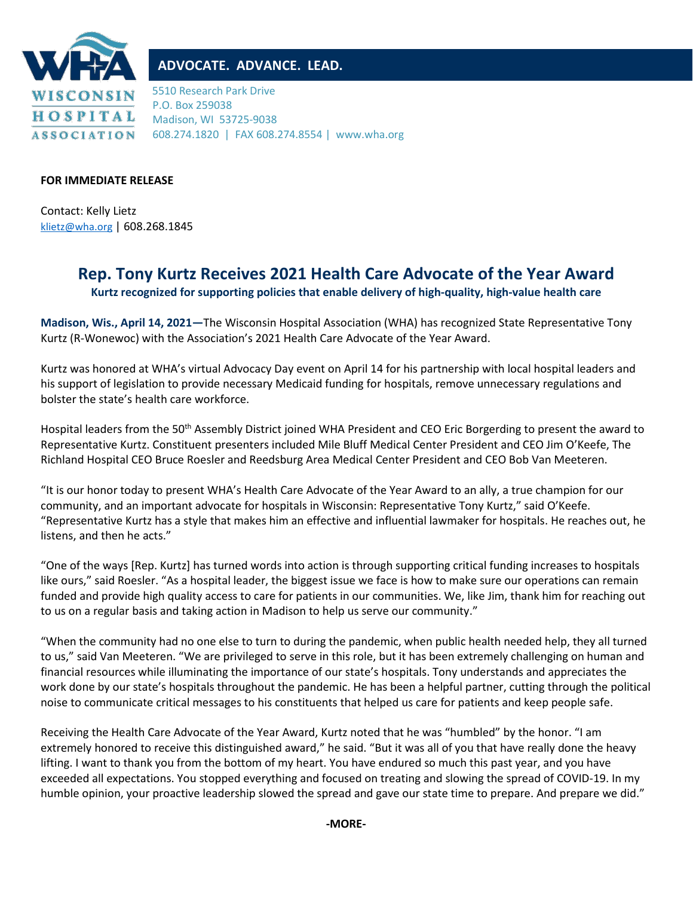**WISCONSIN HOSPITAL ASSOCIATION**

**ADVOCATE. ADVANCE. LEAD.**

5510 Research Park Drive
P.O. Box 259038
Madison, WI 53725-9038
608.274.1820 | FAX 608.274.8554 | www.wha.org

**FOR IMMEDIATE RELEASE**

Contact: Kelly Lietz
klietz@wha.org | 608.268.1845

# Rep. Tony Kurtz Receives 2021 Health Care Advocate of the Year Award

**Kurtz recognized for supporting policies that enable delivery of high-quality, high-value health care**

**Madison, Wis., April 14, 2021—**The Wisconsin Hospital Association (WHA) has recognized State Representative Tony Kurtz (R-Wonewoc) with the Association's 2021 Health Care Advocate of the Year Award.

Kurtz was honored at WHA's virtual Advocacy Day event on April 14 for his partnership with local hospital leaders and his support of legislation to provide necessary Medicaid funding for hospitals, remove unnecessary regulations and bolster the state's health care workforce.

Hospital leaders from the 50th Assembly District joined WHA President and CEO Eric Borgerding to present the award to Representative Kurtz. Constituent presenters included Mile Bluff Medical Center President and CEO Jim O'Keefe, The Richland Hospital CEO Bruce Roesler and Reedsburg Area Medical Center President and CEO Bob Van Meeteren.

"It is our honor today to present WHA's Health Care Advocate of the Year Award to an ally, a true champion for our community, and an important advocate for hospitals in Wisconsin: Representative Tony Kurtz," said O'Keefe. "Representative Kurtz has a style that makes him an effective and influential lawmaker for hospitals. He reaches out, he listens, and then he acts."

"One of the ways [Rep. Kurtz] has turned words into action is through supporting critical funding increases to hospitals like ours," said Roesler. "As a hospital leader, the biggest issue we face is how to make sure our operations can remain funded and provide high quality access to care for patients in our communities. We, like Jim, thank him for reaching out to us on a regular basis and taking action in Madison to help us serve our community."

"When the community had no one else to turn to during the pandemic, when public health needed help, they all turned to us," said Van Meeteren. "We are privileged to serve in this role, but it has been extremely challenging on human and financial resources while illuminating the importance of our state's hospitals. Tony understands and appreciates the work done by our state's hospitals throughout the pandemic. He has been a helpful partner, cutting through the political noise to communicate critical messages to his constituents that helped us care for patients and keep people safe.

Receiving the Health Care Advocate of the Year Award, Kurtz noted that he was "humbled" by the honor. "I am extremely honored to receive this distinguished award," he said. "But it was all of you that have really done the heavy lifting. I want to thank you from the bottom of my heart. You have endured so much this past year, and you have exceeded all expectations. You stopped everything and focused on treating and slowing the spread of COVID-19. In my humble opinion, your proactive leadership slowed the spread and gave our state time to prepare. And prepare we did."

**-MORE-**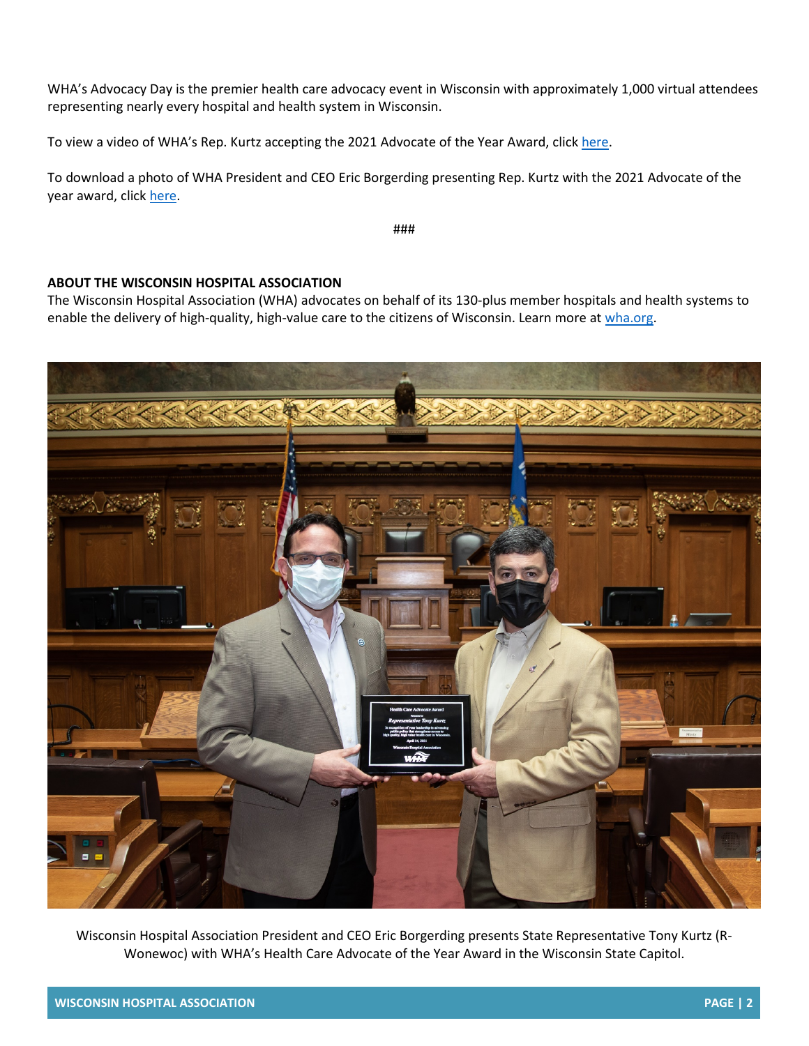WHA's Advocacy Day is the premier health care advocacy event in Wisconsin with approximately 1,000 virtual attendees representing nearly every hospital and health system in Wisconsin.

To view a video of WHA's Rep. Kurtz accepting the 2021 Advocate of the Year Award, click here.

To download a photo of WHA President and CEO Eric Borgerding presenting Rep. Kurtz with the 2021 Advocate of the year award, click here.

###

**ABOUT THE WISCONSIN HOSPITAL ASSOCIATION**

The Wisconsin Hospital Association (WHA) advocates on behalf of its 130-plus member hospitals and health systems to enable the delivery of high-quality, high-value care to the citizens of Wisconsin. Learn more at wha.org.

Wisconsin Hospital Association President and CEO Eric Borgerding presents State Representative Tony Kurtz (R-Wonewoc) with WHA's Health Care Advocate of the Year Award in the Wisconsin State Capitol.